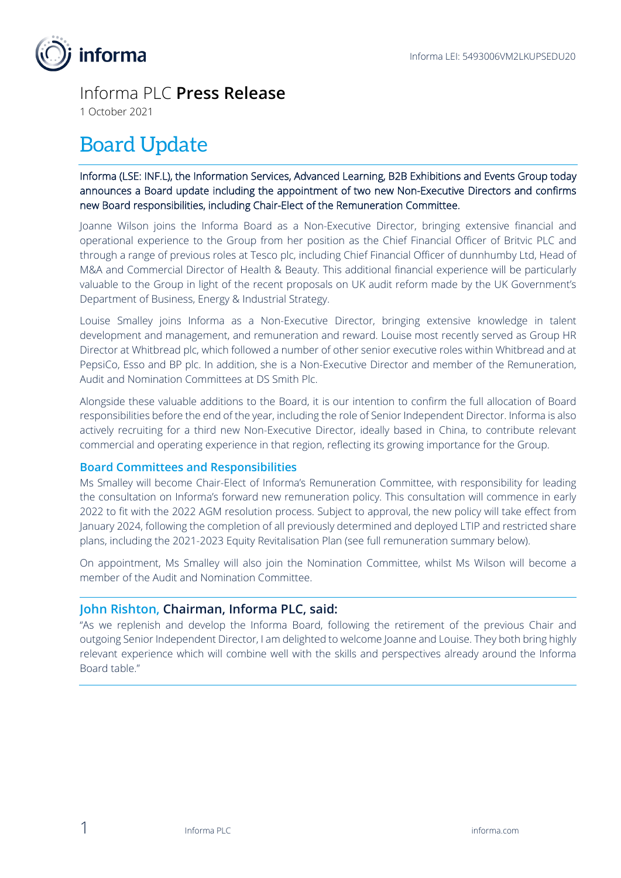Informa LEI: 5493006VM2LKUPSEDU20

Informa PLC **Press Release**

1 October 2021

# Board Update

Informa (LSE: INF.L), the Information Services, Advanced Learning, B2B Exhibitions and Events Group today announces a Board update including the appointment of two new Non-Executive Directors and confirms new Board responsibilities, including Chair-Elect of the Remuneration Committee.

Joanne Wilson joins the Informa Board as a Non-Executive Director, bringing extensive financial and operational experience to the Group from her position as the Chief Financial Officer of Britvic PLC and through a range of previous roles at Tesco plc, including Chief Financial Officer of dunnhumby Ltd, Head of M&A and Commercial Director of Health & Beauty. This additional financial experience will be particularly valuable to the Group in light of the recent proposals on UK audit reform made by the UK Government's Department of Business, Energy & Industrial Strategy.

Louise Smalley joins Informa as a Non-Executive Director, bringing extensive knowledge in talent development and management, and remuneration and reward. Louise most recently served as Group HR Director at Whitbread plc, which followed a number of other senior executive roles within Whitbread and at PepsiCo, Esso and BP plc. In addition, she is a Non-Executive Director and member of the Remuneration, Audit and Nomination Committees at DS Smith Plc.

Alongside these valuable additions to the Board, it is our intention to confirm the full allocation of Board responsibilities before the end of the year, including the role of Senior Independent Director. Informa is also actively recruiting for a third new Non-Executive Director, ideally based in China, to contribute relevant commercial and operating experience in that region, reflecting its growing importance for the Group.

## Board Committees and Responsibilities

Ms Smalley will become Chair-Elect of Informa's Remuneration Committee, with responsibility for leading the consultation on Informa's forward new remuneration policy. This consultation will commence in early 2022 to fit with the 2022 AGM resolution process. Subject to approval, the new policy will take effect from January 2024, following the completion of all previously determined and deployed LTIP and restricted share plans, including the 2021-2023 Equity Revitalisation Plan (see full remuneration summary below).

On appointment, Ms Smalley will also join the Nomination Committee, whilst Ms Wilson will become a member of the Audit and Nomination Committee.

## John Rishton, Chairman, Informa PLC, said:

"As we replenish and develop the Informa Board, following the retirement of the previous Chair and outgoing Senior Independent Director, I am delighted to welcome Joanne and Louise. They both bring highly relevant experience which will combine well with the skills and perspectives already around the Informa Board table."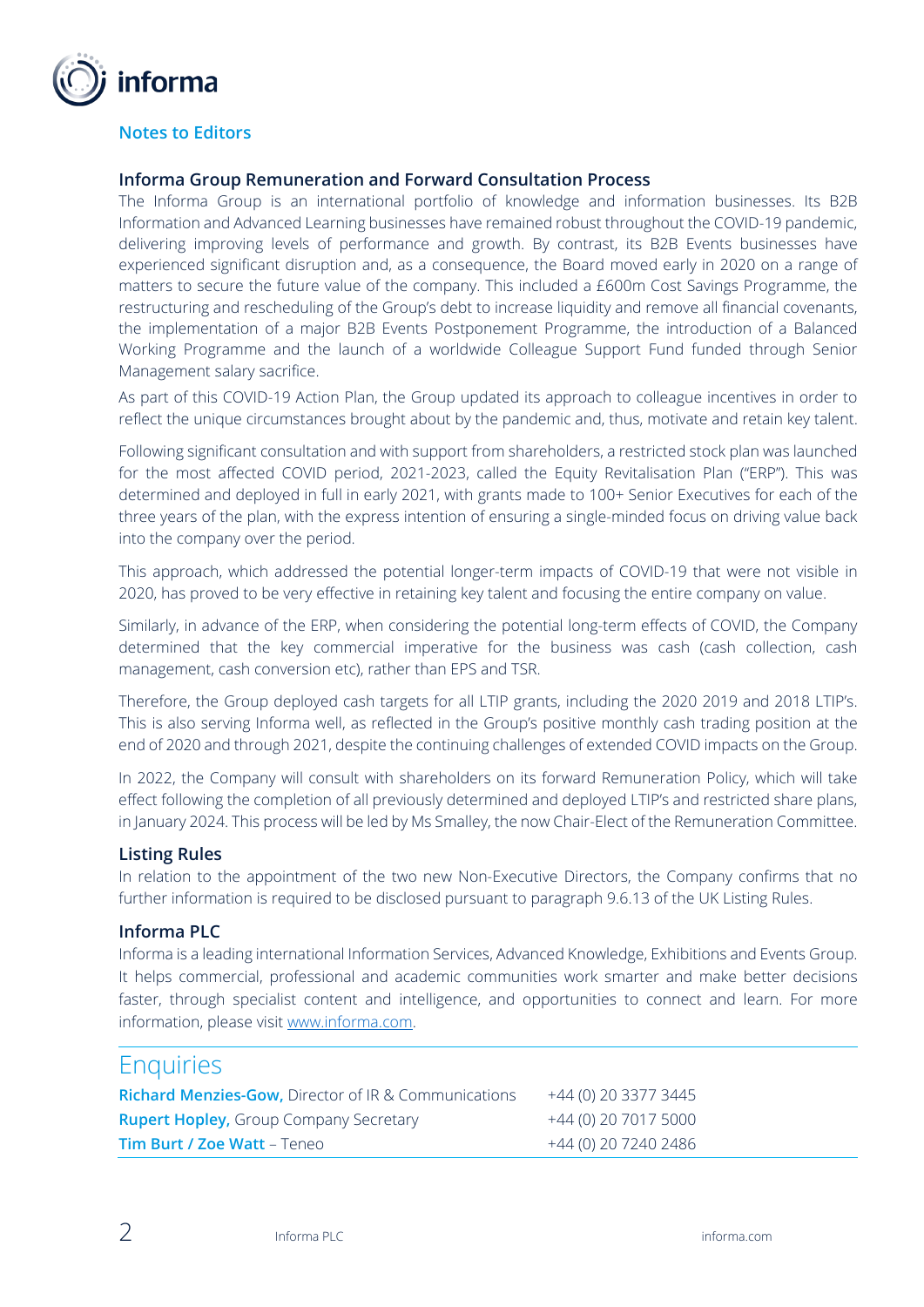## Notes to Editors

### Informa Group Remuneration and Forward Consultation Process

The Informa Group is an international portfolio of knowledge and information businesses. Its B2B Information and Advanced Learning businesses have remained robust throughout the COVID-19 pandemic, delivering improving levels of performance and growth. By contrast, its B2B Events businesses have experienced significant disruption and, as a consequence, the Board moved early in 2020 on a range of matters to secure the future value of the company. This included a £600m Cost Savings Programme, the restructuring and rescheduling of the Group's debt to increase liquidity and remove all financial covenants, the implementation of a major B2B Events Postponement Programme, the introduction of a Balanced Working Programme and the launch of a worldwide Colleague Support Fund funded through Senior Management salary sacrifice.

As part of this COVID-19 Action Plan, the Group updated its approach to colleague incentives in order to reflect the unique circumstances brought about by the pandemic and, thus, motivate and retain key talent.

Following significant consultation and with support from shareholders, a restricted stock plan was launched for the most affected COVID period, 2021-2023, called the Equity Revitalisation Plan ("ERP"). This was determined and deployed in full in early 2021, with grants made to 100+ Senior Executives for each of the three years of the plan, with the express intention of ensuring a single-minded focus on driving value back into the company over the period.

This approach, which addressed the potential longer-term impacts of COVID-19 that were not visible in 2020, has proved to be very effective in retaining key talent and focusing the entire company on value.

Similarly, in advance of the ERP, when considering the potential long-term effects of COVID, the Company determined that the key commercial imperative for the business was cash (cash collection, cash management, cash conversion etc), rather than EPS and TSR.

Therefore, the Group deployed cash targets for all LTIP grants, including the 2020 2019 and 2018 LTIP's. This is also serving Informa well, as reflected in the Group's positive monthly cash trading position at the end of 2020 and through 2021, despite the continuing challenges of extended COVID impacts on the Group.

In 2022, the Company will consult with shareholders on its forward Remuneration Policy, which will take effect following the completion of all previously determined and deployed LTIP's and restricted share plans, in January 2024. This process will be led by Ms Smalley, the now Chair-Elect of the Remuneration Committee.

### Listing Rules

In relation to the appointment of the two new Non-Executive Directors, the Company confirms that no further information is required to be disclosed pursuant to paragraph 9.6.13 of the UK Listing Rules.

### Informa PLC

Informa is a leading international Information Services, Advanced Knowledge, Exhibitions and Events Group. It helps commercial, professional and academic communities work smarter and make better decisions faster, through specialist content and intelligence, and opportunities to connect and learn. For more information, please visit www.informa.com.

## Enquiries

| | |
|---|---|
| **Richard Menzies-Gow,** Director of IR & Communications | +44 (0) 20 3377 3445 |
| **Rupert Hopley,** Group Company Secretary | +44 (0) 20 7017 5000 |
| **Tim Burt / Zoe Watt** – Teneo | +44 (0) 20 7240 2486 |